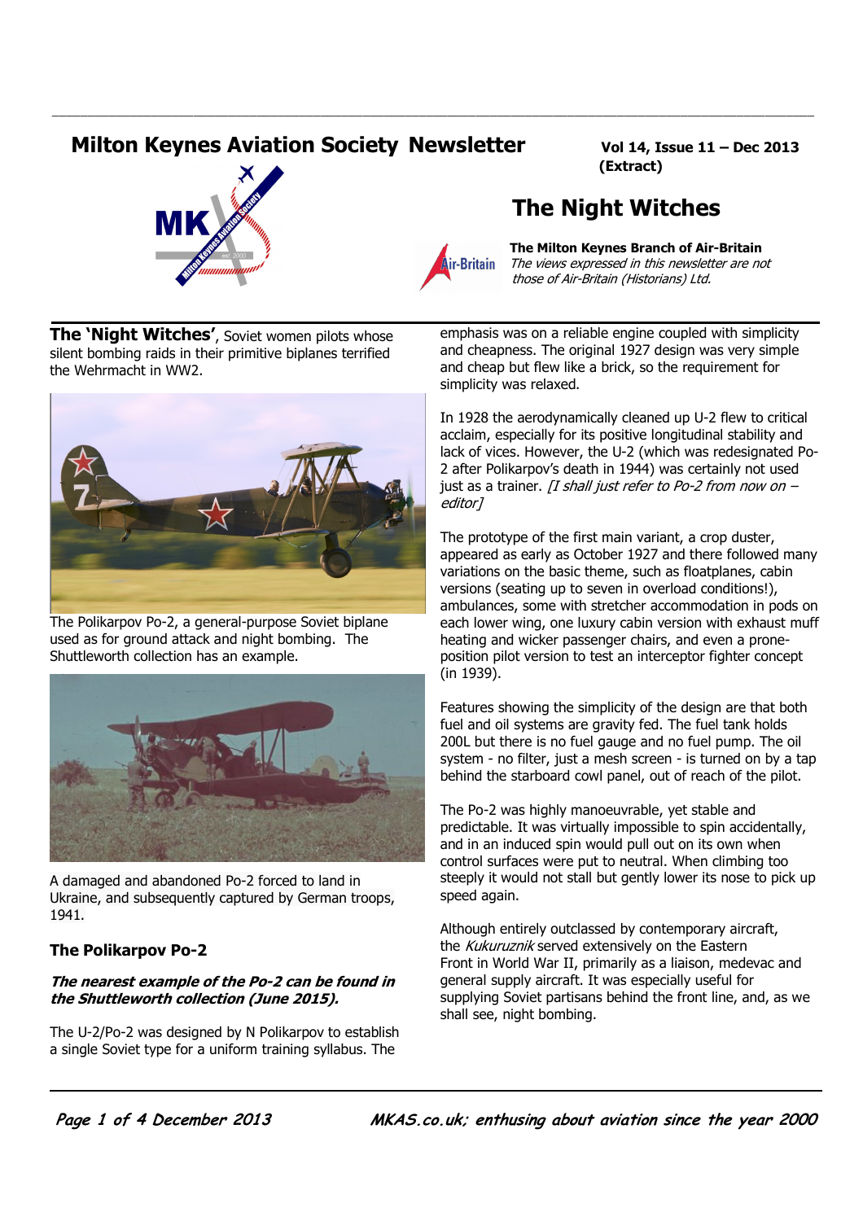# Milton Keynes Aviation Society Newsletter

**Vol 14, Issue 11 – Dec 2013 (Extract)**

## The Night Witches

**The Milton Keynes Branch of Air-Britain**
*The views expressed in this newsletter are not those of Air-Britain (Historians) Ltd.*

**The 'Night Witches'**, Soviet women pilots whose silent bombing raids in their primitive biplanes terrified the Wehrmacht in WW2.

The Polikarpov Po-2, a general-purpose Soviet biplane used as for ground attack and night bombing. The Shuttleworth collection has an example.

A damaged and abandoned Po-2 forced to land in Ukraine, and subsequently captured by German troops, 1941.

### The Polikarpov Po-2

***The nearest example of the Po-2 can be found in the Shuttleworth collection (June 2015).***

The U-2/Po-2 was designed by N Polikarpov to establish a single Soviet type for a uniform training syllabus. The emphasis was on a reliable engine coupled with simplicity and cheapness. The original 1927 design was very simple and cheap but flew like a brick, so the requirement for simplicity was relaxed.

In 1928 the aerodynamically cleaned up U-2 flew to critical acclaim, especially for its positive longitudinal stability and lack of vices. However, the U-2 (which was redesignated Po-2 after Polikarpov's death in 1944) was certainly not used just as a trainer. *[I shall just refer to Po-2 from now on – editor]*

The prototype of the first main variant, a crop duster, appeared as early as October 1927 and there followed many variations on the basic theme, such as floatplanes, cabin versions (seating up to seven in overload conditions!), ambulances, some with stretcher accommodation in pods on each lower wing, one luxury cabin version with exhaust muff heating and wicker passenger chairs, and even a prone-position pilot version to test an interceptor fighter concept (in 1939).

Features showing the simplicity of the design are that both fuel and oil systems are gravity fed. The fuel tank holds 200L but there is no fuel gauge and no fuel pump. The oil system - no filter, just a mesh screen - is turned on by a tap behind the starboard cowl panel, out of reach of the pilot.

The Po-2 was highly manoeuvrable, yet stable and predictable. It was virtually impossible to spin accidentally, and in an induced spin would pull out on its own when control surfaces were put to neutral. When climbing too steeply it would not stall but gently lower its nose to pick up speed again.

Although entirely outclassed by contemporary aircraft, the *Kukuruznik* served extensively on the Eastern Front in World War II, primarily as a liaison, medevac and general supply aircraft. It was especially useful for supplying Soviet partisans behind the front line, and, as we shall see, night bombing.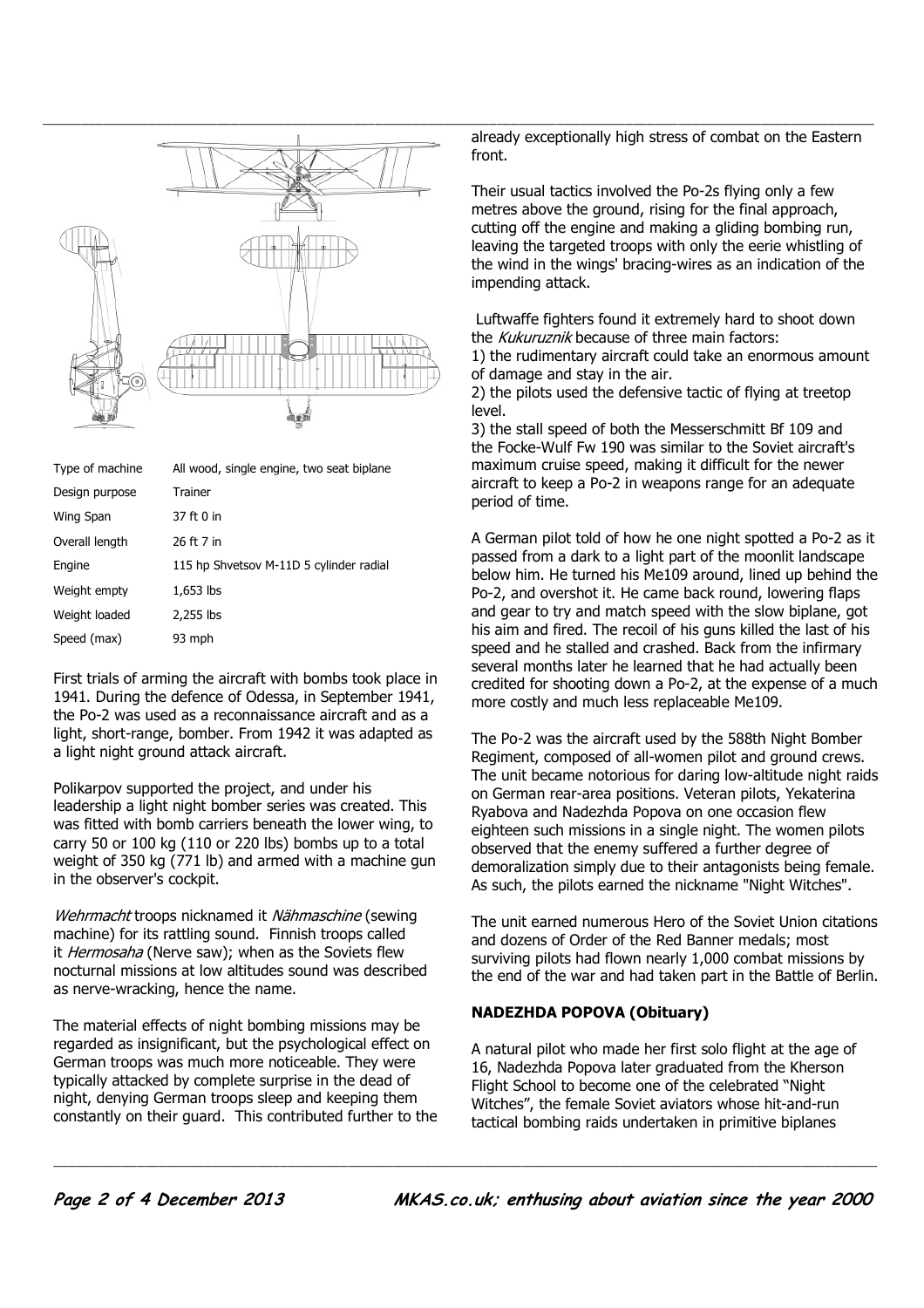| Type of machine | All wood, single engine, two seat biplane |
|---|---|
| Design purpose | Trainer |
| Wing Span | 37 ft 0 in |
| Overall length | 26 ft 7 in |
| Engine | 115 hp Shvetsov M-11D 5 cylinder radial |
| Weight empty | 1,653 lbs |
| Weight loaded | 2,255 lbs |
| Speed (max) | 93 mph |

First trials of arming the aircraft with bombs took place in 1941. During the defence of Odessa, in September 1941, the Po-2 was used as a reconnaissance aircraft and as a light, short-range, bomber. From 1942 it was adapted as a light night ground attack aircraft.

Polikarpov supported the project, and under his leadership a light night bomber series was created. This was fitted with bomb carriers beneath the lower wing, to carry 50 or 100 kg (110 or 220 lbs) bombs up to a total weight of 350 kg (771 lb) and armed with a machine gun in the observer's cockpit.

*Wehrmacht* troops nicknamed it *Nähmaschine* (sewing machine) for its rattling sound. Finnish troops called it *Hermosaha* (Nerve saw); when as the Soviets flew nocturnal missions at low altitudes sound was described as nerve-wracking, hence the name.

The material effects of night bombing missions may be regarded as insignificant, but the psychological effect on German troops was much more noticeable. They were typically attacked by complete surprise in the dead of night, denying German troops sleep and keeping them constantly on their guard. This contributed further to the already exceptionally high stress of combat on the Eastern front.

Their usual tactics involved the Po-2s flying only a few metres above the ground, rising for the final approach, cutting off the engine and making a gliding bombing run, leaving the targeted troops with only the eerie whistling of the wind in the wings' bracing-wires as an indication of the impending attack.

Luftwaffe fighters found it extremely hard to shoot down the *Kukuruznik* because of three main factors:

1) the rudimentary aircraft could take an enormous amount of damage and stay in the air.
2) the pilots used the defensive tactic of flying at treetop level.
3) the stall speed of both the Messerschmitt Bf 109 and the Focke-Wulf Fw 190 was similar to the Soviet aircraft's maximum cruise speed, making it difficult for the newer aircraft to keep a Po-2 in weapons range for an adequate period of time.

A German pilot told of how he one night spotted a Po-2 as it passed from a dark to a light part of the moonlit landscape below him. He turned his Me109 around, lined up behind the Po-2, and overshot it. He came back round, lowering flaps and gear to try and match speed with the slow biplane, got his aim and fired. The recoil of his guns killed the last of his speed and he stalled and crashed. Back from the infirmary several months later he learned that he had actually been credited for shooting down a Po-2, at the expense of a much more costly and much less replaceable Me109.

The Po-2 was the aircraft used by the 588th Night Bomber Regiment, composed of all-women pilot and ground crews. The unit became notorious for daring low-altitude night raids on German rear-area positions. Veteran pilots, Yekaterina Ryabova and Nadezhda Popova on one occasion flew eighteen such missions in a single night. The women pilots observed that the enemy suffered a further degree of demoralization simply due to their antagonists being female. As such, the pilots earned the nickname "Night Witches".

The unit earned numerous Hero of the Soviet Union citations and dozens of Order of the Red Banner medals; most surviving pilots had flown nearly 1,000 combat missions by the end of the war and had taken part in the Battle of Berlin.

**NADEZHDA POPOVA (Obituary)**

A natural pilot who made her first solo flight at the age of 16, Nadezhda Popova later graduated from the Kherson Flight School to become one of the celebrated "Night Witches", the female Soviet aviators whose hit-and-run tactical bombing raids undertaken in primitive biplanes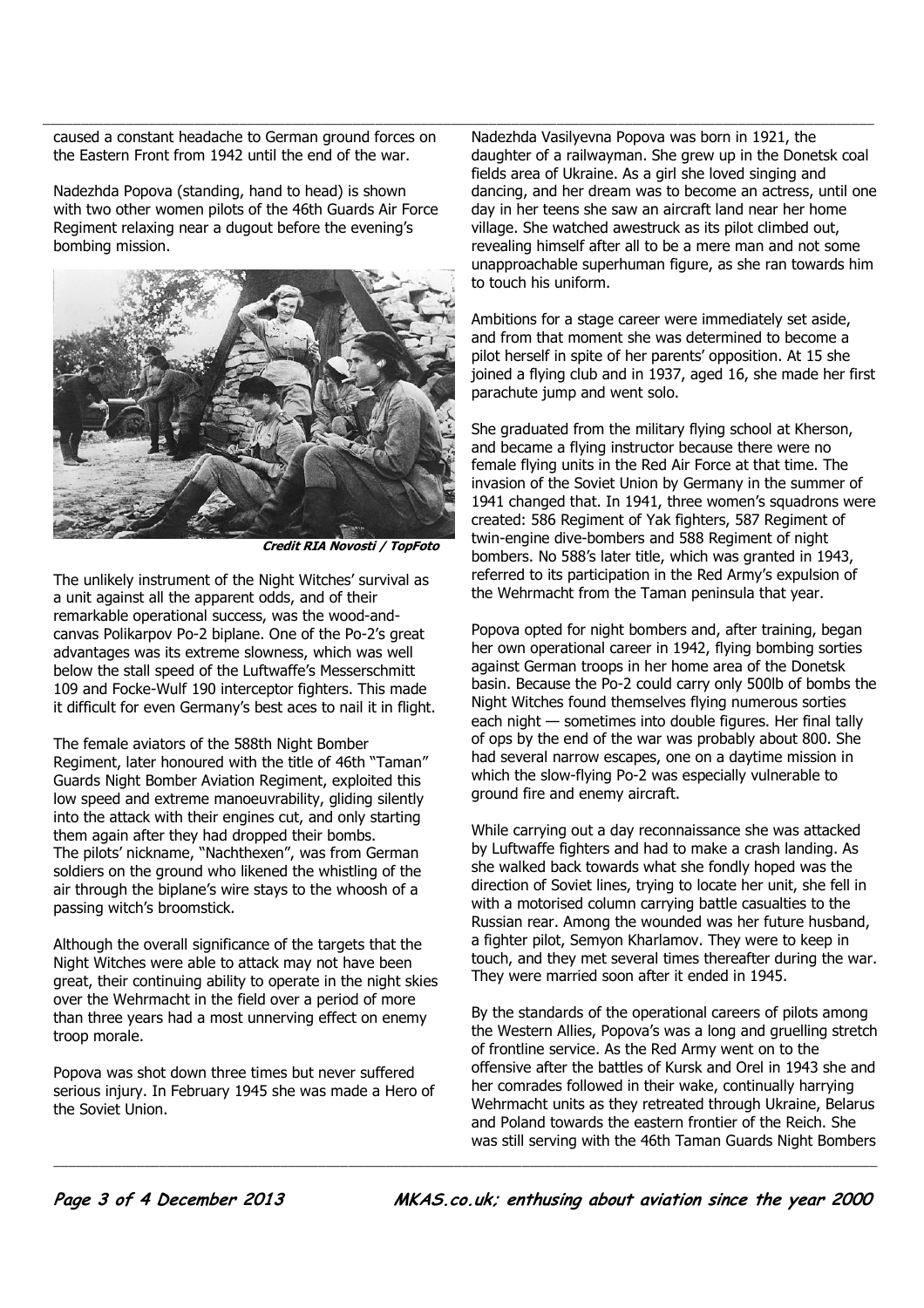caused a constant headache to German ground forces on the Eastern Front from 1942 until the end of the war.

Nadezhda Popova (standing, hand to head) is shown with two other women pilots of the 46th Guards Air Force Regiment relaxing near a dugout before the evening's bombing mission.

***Credit RIA Novosti / TopFoto***

The unlikely instrument of the Night Witches' survival as a unit against all the apparent odds, and of their remarkable operational success, was the wood-and-canvas Polikarpov Po-2 biplane. One of the Po-2's great advantages was its extreme slowness, which was well below the stall speed of the Luftwaffe's Messerschmitt 109 and Focke-Wulf 190 interceptor fighters. This made it difficult for even Germany's best aces to nail it in flight.

The female aviators of the 588th Night Bomber Regiment, later honoured with the title of 46th "Taman" Guards Night Bomber Aviation Regiment, exploited this low speed and extreme manoeuvrability, gliding silently into the attack with their engines cut, and only starting them again after they had dropped their bombs. The pilots' nickname, "Nachthexen", was from German soldiers on the ground who likened the whistling of the air through the biplane's wire stays to the whoosh of a passing witch's broomstick.

Although the overall significance of the targets that the Night Witches were able to attack may not have been great, their continuing ability to operate in the night skies over the Wehrmacht in the field over a period of more than three years had a most unnerving effect on enemy troop morale.

Popova was shot down three times but never suffered serious injury. In February 1945 she was made a Hero of the Soviet Union.

Nadezhda Vasilyevna Popova was born in 1921, the daughter of a railwayman. She grew up in the Donetsk coal fields area of Ukraine. As a girl she loved singing and dancing, and her dream was to become an actress, until one day in her teens she saw an aircraft land near her home village. She watched awestruck as its pilot climbed out, revealing himself after all to be a mere man and not some unapproachable superhuman figure, as she ran towards him to touch his uniform.

Ambitions for a stage career were immediately set aside, and from that moment she was determined to become a pilot herself in spite of her parents' opposition. At 15 she joined a flying club and in 1937, aged 16, she made her first parachute jump and went solo.

She graduated from the military flying school at Kherson, and became a flying instructor because there were no female flying units in the Red Air Force at that time. The invasion of the Soviet Union by Germany in the summer of 1941 changed that. In 1941, three women's squadrons were created: 586 Regiment of Yak fighters, 587 Regiment of twin-engine dive-bombers and 588 Regiment of night bombers. No 588's later title, which was granted in 1943, referred to its participation in the Red Army's expulsion of the Wehrmacht from the Taman peninsula that year.

Popova opted for night bombers and, after training, began her own operational career in 1942, flying bombing sorties against German troops in her home area of the Donetsk basin. Because the Po-2 could carry only 500lb of bombs the Night Witches found themselves flying numerous sorties each night — sometimes into double figures. Her final tally of ops by the end of the war was probably about 800. She had several narrow escapes, one on a daytime mission in which the slow-flying Po-2 was especially vulnerable to ground fire and enemy aircraft.

While carrying out a day reconnaissance she was attacked by Luftwaffe fighters and had to make a crash landing. As she walked back towards what she fondly hoped was the direction of Soviet lines, trying to locate her unit, she fell in with a motorised column carrying battle casualties to the Russian rear. Among the wounded was her future husband, a fighter pilot, Semyon Kharlamov. They were to keep in touch, and they met several times thereafter during the war. They were married soon after it ended in 1945.

By the standards of the operational careers of pilots among the Western Allies, Popova's was a long and gruelling stretch of frontline service. As the Red Army went on to the offensive after the battles of Kursk and Orel in 1943 she and her comrades followed in their wake, continually harrying Wehrmacht units as they retreated through Ukraine, Belarus and Poland towards the eastern frontier of the Reich. She was still serving with the 46th Taman Guards Night Bombers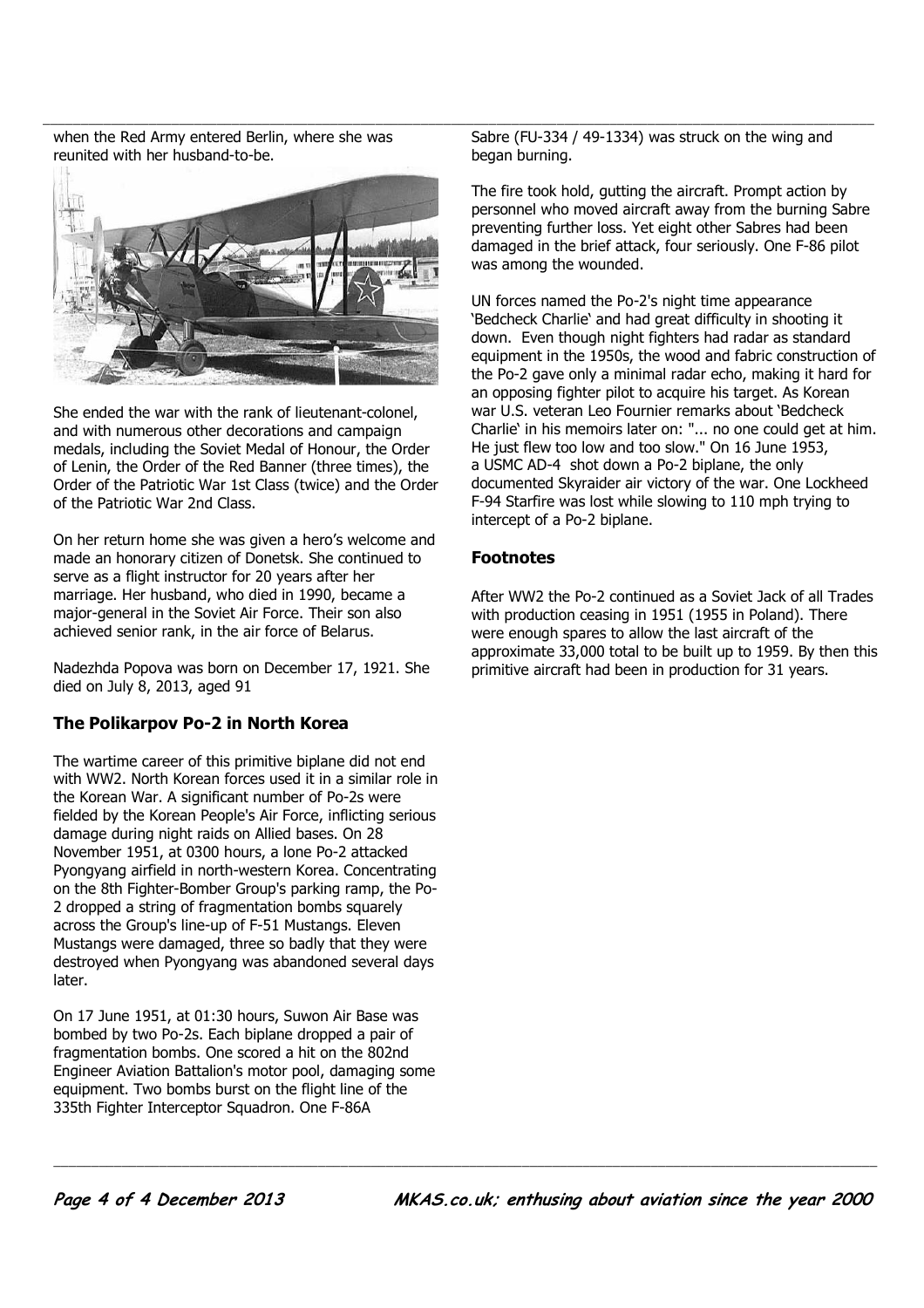when the Red Army entered Berlin, where she was reunited with her husband-to-be.

She ended the war with the rank of lieutenant-colonel, and with numerous other decorations and campaign medals, including the Soviet Medal of Honour, the Order of Lenin, the Order of the Red Banner (three times), the Order of the Patriotic War 1st Class (twice) and the Order of the Patriotic War 2nd Class.

On her return home she was given a hero's welcome and made an honorary citizen of Donetsk. She continued to serve as a flight instructor for 20 years after her marriage. Her husband, who died in 1990, became a major-general in the Soviet Air Force. Their son also achieved senior rank, in the air force of Belarus.

Nadezhda Popova was born on December 17, 1921. She died on July 8, 2013, aged 91

## The Polikarpov Po-2 in North Korea

The wartime career of this primitive biplane did not end with WW2. North Korean forces used it in a similar role in the Korean War. A significant number of Po-2s were fielded by the Korean People's Air Force, inflicting serious damage during night raids on Allied bases. On 28 November 1951, at 0300 hours, a lone Po-2 attacked Pyongyang airfield in north-western Korea. Concentrating on the 8th Fighter-Bomber Group's parking ramp, the Po-2 dropped a string of fragmentation bombs squarely across the Group's line-up of F-51 Mustangs. Eleven Mustangs were damaged, three so badly that they were destroyed when Pyongyang was abandoned several days later.

On 17 June 1951, at 01:30 hours, Suwon Air Base was bombed by two Po-2s. Each biplane dropped a pair of fragmentation bombs. One scored a hit on the 802nd Engineer Aviation Battalion's motor pool, damaging some equipment. Two bombs burst on the flight line of the 335th Fighter Interceptor Squadron. One F-86A Sabre (FU-334 / 49-1334) was struck on the wing and began burning.

The fire took hold, gutting the aircraft. Prompt action by personnel who moved aircraft away from the burning Sabre preventing further loss. Yet eight other Sabres had been damaged in the brief attack, four seriously. One F-86 pilot was among the wounded.

UN forces named the Po-2's night time appearance 'Bedcheck Charlie' and had great difficulty in shooting it down. Even though night fighters had radar as standard equipment in the 1950s, the wood and fabric construction of the Po-2 gave only a minimal radar echo, making it hard for an opposing fighter pilot to acquire his target. As Korean war U.S. veteran Leo Fournier remarks about 'Bedcheck Charlie' in his memoirs later on: "... no one could get at him. He just flew too low and too slow." On 16 June 1953, a USMC AD-4 shot down a Po-2 biplane, the only documented Skyraider air victory of the war. One Lockheed F-94 Starfire was lost while slowing to 110 mph trying to intercept of a Po-2 biplane.

### Footnotes

After WW2 the Po-2 continued as a Soviet Jack of all Trades with production ceasing in 1951 (1955 in Poland). There were enough spares to allow the last aircraft of the approximate 33,000 total to be built up to 1959. By then this primitive aircraft had been in production for 31 years.